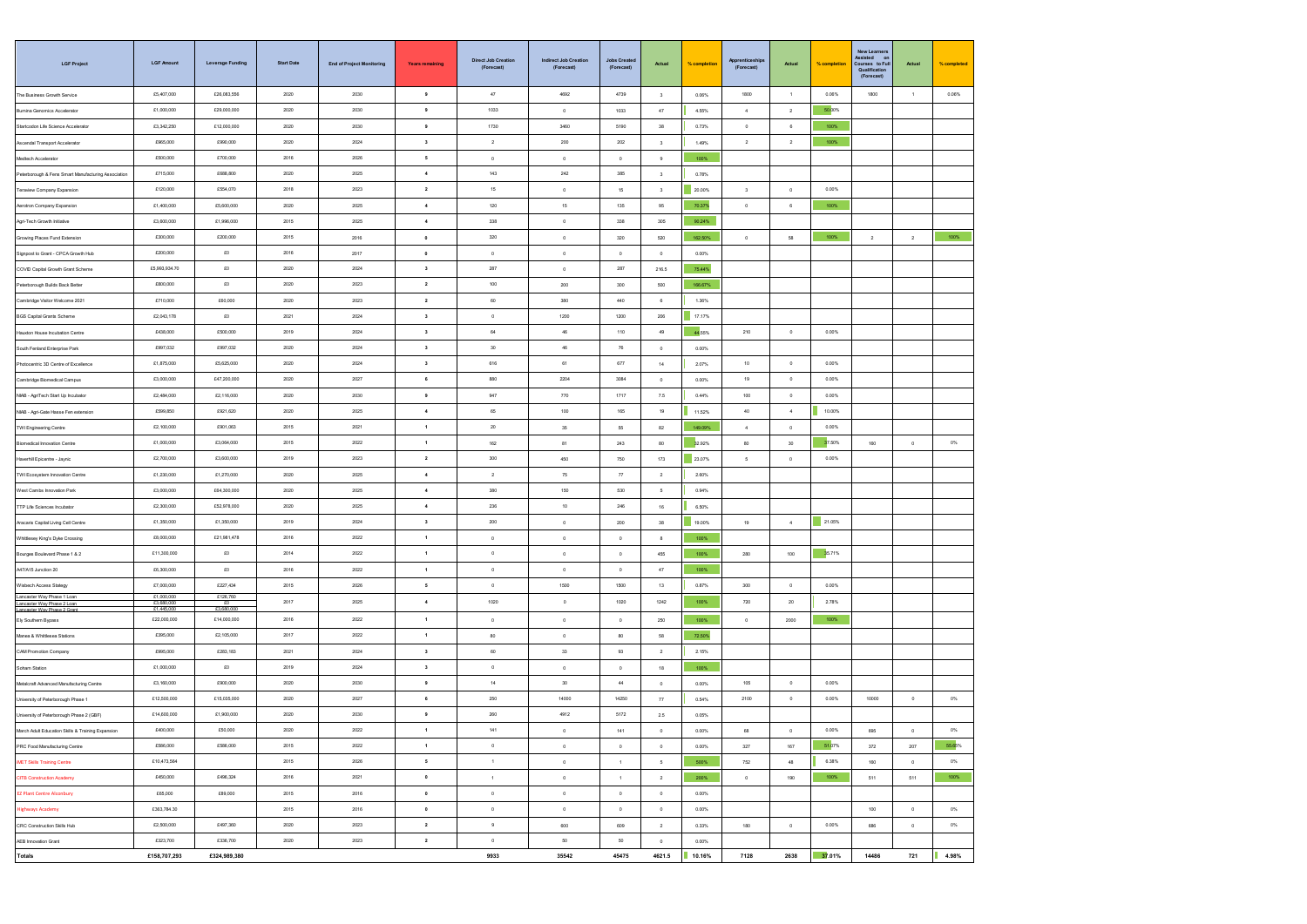| LGF Project | LGF Amount | Leverage Funding | Start Date | End of Project Monitoring | Years remaining | Direct Job Creation (Forecast) | Indirect Job Creation (Forecast) | Jobs Created (Forecast) | Actual | % completion | Apprenticeships (Forecast) | Actual | % completion | New Learners Assisted on Courses to Full Qualification (Forecast) | Actual | % completed |
|---|---|---|---|---|---|---|---|---|---|---|---|---|---|---|---|---|
| The Business Growth Service | £5,407,000 | £28,083,550 | 2020 | 2030 | 9 | 47 | 4692 | 4739 | 3 | 0.06% | 1800 | 1 | 0.06% | 1800 | 1 | 0.06% |
| Illumina Genomics Accelerator | £1,000,000 | £29,000,000 | 2020 | 2030 | 9 | 1033 | 0 | 1033 | 47 | 4.55% | 4 | 2 | 50.00% | | | |
| Startcodon Life Science Accelerator | £3,342,250 | £12,000,000 | 2020 | 2030 | 9 | 1730 | 3460 | 5190 | 38 | 0.73% | 0 | 6 | 100% | | | |
| Ascendal Transport Accelerator | £965,000 | £990,000 | 2020 | 2024 | 3 | 2 | 200 | 202 | 3 | 1.49% | 2 | 2 | 100% | | | |
| Medtech Accelerator | £500,000 | £700,000 | 2016 | 2026 | 5 | 0 | 0 | 0 | 9 | 100% | | | | | | |
| Peterborough & Fens Smart Manufacturing Association | £715,000 | £688,800 | 2020 | 2025 | 4 | 143 | 242 | 385 | 3 | 0.78% | | | | | | |
| Terraview Company Expansion | £120,000 | £554,070 | 2018 | 2023 | 2 | 15 | 0 | 15 | 3 | 20.00% | 3 | 0 | 0.00% | | | |
| Aerotron Company Expansion | £1,400,000 | £5,600,000 | 2020 | 2025 | 4 | 120 | 15 | 135 | 95 | 70.37% | 0 | 6 | 100% | | | |
| Agri-Tech Growth Initiative | £3,600,000 | £1,996,000 | 2015 | 2025 | 4 | 338 | 0 | 338 | 305 | 90.24% | | | | | | |
| Growing Places Fund Extension | £300,000 | £200,000 | 2015 | 2016 | 0 | 320 | 0 | 320 | 520 | 162.50% | 0 | 58 | 100% | 2 | 2 | 100% |
| Signpost to Grant - CPCA Growth Hub | £200,000 | £0 | 2016 | 2017 | 0 | 0 | 0 | 0 | 0 | 0.00% | | | | | | |
| COVID Capital Growth Grant Scheme | £5,069,934.70 | £0 | 2020 | 2024 | 3 | 287 | 0 | 287 | 216.5 | 75.44% | | | | | | |
| Peterborough Builds Back Better | £800,000 | £0 | 2020 | 2023 | 2 | 100 | 200 | 300 | 500 | 166.67% | | | | | | |
| Cambridge Visitor Welcome 2021 | £710,000 | £60,000 | 2020 | 2023 | 2 | 60 | 380 | 440 | 6 | 1.36% | | | | | | |
| BGS Capital Grants Scheme | £2,043,178 | £0 | 2021 | 2024 | 3 | 0 | 1200 | 1200 | 206 | 17.17% | | | | | | |
| Haydon House Incubation Centre | £438,000 | £500,000 | 2019 | 2024 | 3 | 64 | 46 | 110 | 49 | 44.55% | 210 | 0 | 0.00% | | | |
| South Fenland Enterprise Park | £997,032 | £997,032 | 2020 | 2024 | 3 | 30 | 46 | 76 | 0 | 0.00% | | | | | | |
| Photocentric 3D Centre of Excellence | £1,875,000 | £5,625,000 | 2020 | 2024 | 3 | 616 | 61 | 677 | 14 | 2.07% | 10 | 0 | 0.00% | | | |
| Cambridge Biomedical Campus | £3,000,000 | £47,200,000 | 2020 | 2027 | 6 | 880 | 2204 | 3084 | 0 | 0.00% | 19 | 0 | 0.00% | | | |
| NIAB - AgriTech Start Up Incubator | £2,484,000 | £2,116,000 | 2020 | 2030 | 9 | 947 | 770 | 1717 | 7.5 | 0.44% | 100 | 0 | 0.00% | | | |
| NIAB - Agri-Gate Hasse Fen extension | £599,850 | £921,620 | 2020 | 2025 | 4 | 65 | 100 | 165 | 19 | 11.52% | 40 | 4 | 10.00% | | | |
| TWI Engineering Centre | £2,100,000 | £901,063 | 2015 | 2021 | 1 | 20 | 35 | 55 | 82 | 149.09% | 4 | 0 | 0.00% | | | |
| Biomedical Innovation Centre | £1,000,000 | £3,064,000 | 2015 | 2022 | 1 | 162 | 81 | 243 | 80 | 32.92% | 80 | 30 | 37.50% | 160 | 0 | 0% |
| Haverhill Epicentre - Jaynic | £2,700,000 | £3,600,000 | 2019 | 2023 | 2 | 300 | 450 | 750 | 173 | 23.07% | 5 | 0 | 0.00% | | | |
| TWI Ecosystem Innovation Centre | £1,230,000 | £1,270,000 | 2020 | 2025 | 4 | 2 | 75 | 77 | 2 | 2.60% | | | | | | |
| West Cambs Innovation Park | £3,000,000 | £64,300,000 | 2020 | 2025 | 4 | 380 | 150 | 530 | 5 | 0.94% | | | | | | |
| TTP Life Sciences Incubator | £2,300,000 | £52,978,000 | 2020 | 2025 | 4 | 236 | 10 | 246 | 16 | 6.50% | | | | | | |
| Aracaria Capital Living Cell Centre | £1,350,000 | £1,350,000 | 2019 | 2024 | 3 | 200 | 0 | 200 | 38 | 19.00% | 19 | 4 | 21.05% | | | |
| Whittlesey King's Dyke Crossing | £8,000,000 | £21,981,478 | 2016 | 2022 | 1 | 0 | 0 | 0 | 8 | 100% | | | | | | |
| Bourges Boulevard Phase 1 & 2 | £11,300,000 | £0 | 2014 | 2022 | 1 | 0 | 0 | 0 | 455 | 100% | 280 | 100 | 35.71% | | | |
| A47/A15 Junction 20 | £6,300,000 | £0 | 2016 | 2022 | 1 | 0 | 0 | 0 | 47 | 100% | | | | | | |
| Wisbech Access Stategy | £7,000,000 | £227,434 | 2015 | 2026 | 5 | 0 | 1500 | 1500 | 13 | 0.87% | 300 | 0 | 0.00% | | | |
| Lancaster Way Phase 1 Loan<br>Lancaster Way Phase 2 Loan<br>Lancaster Way Phase 2 Grant | £1,000,000<br>£3,680,000<br>£1,445,000 | £128,760<br>£0<br>£3,680,000 | 2017 | 2025 | 4 | 1020 | 0 | 1020 | 1242 | 100% | 720 | 20 | 2.78% | | | |
| Ely Southern Bypass | £22,000,000 | £14,000,000 | 2016 | 2022 | 1 | 0 | 0 | 0 | 250 | 100% | 0 | 2000 | 100% | | | |
| Manea & Whittlesea Stations | £395,000 | £2,105,000 | 2017 | 2022 | 1 | 80 | 0 | 80 | 58 | 72.50% | | | | | | |
| CAM Promotion Company | £995,000 | £283,163 | 2021 | 2024 | 3 | 60 | 33 | 93 | 2 | 2.15% | | | | | | |
| Soham Station | £1,000,000 | £0 | 2019 | 2024 | 3 | 0 | 0 | 0 | 18 | 100% | | | | | | |
| Metalcraft Advanced Manufacturing Centre | £3,160,000 | £900,000 | 2020 | 2030 | 9 | 14 | 30 | 44 | 0 | 0.00% | 105 | 0 | 0.00% | | | |
| University of Peterborough Phase 1 | £12,500,000 | £15,035,000 | 2020 | 2027 | 6 | 250 | 14000 | 14250 | 77 | 0.54% | 2100 | 0 | 0.00% | 10000 | 0 | 0% |
| University of Peterborough Phase 2 (GBF) | £14,600,000 | £1,900,000 | 2020 | 2030 | 9 | 260 | 4912 | 5172 | 2.5 | 0.05% | | | | | | |
| March Adult Education Skills & Training Expansion | £400,000 | £50,000 | 2020 | 2022 | 1 | 141 | 0 | 141 | 0 | 0.00% | 68 | 0 | 0.00% | 695 | 0 | 0% |
| PRC Food Manufacturing Centre | £586,000 | £586,000 | 2015 | 2022 | 1 | 0 | 0 | 0 | 0 | 0.00% | 327 | 167 | 51.07% | 372 | 207 | 55.65% |
| iMET Skills Training Centre | £10,473,584 | | 2015 | 2026 | 5 | 1 | 0 | 1 | 5 | 500% | 752 | 48 | 6.38% | 160 | 0 | 0% |
| CITB Construction Academy | £450,000 | £496,324 | 2016 | 2021 | 0 | 1 | 0 | 1 | 2 | 200% | 0 | 190 | 100% | 511 | 511 | 100% |
| EZ Plant Centre Alconbury | £65,000 | £89,000 | 2015 | 2016 | 0 | 0 | 0 | 0 | 0 | 0.00% | | | | | | |
| Highways Academy | £363,784.30 | | 2015 | 2016 | 0 | 0 | 0 | 0 | 0 | 0.00% | | | | 100 | 0 | 0% |
| CRC Construction Skills Hub | £2,500,000 | £497,360 | 2020 | 2023 | 2 | 9 | 600 | 609 | 2 | 0.33% | 180 | 0 | 0.00% | 686 | 0 | 0% |
| AEB Innovation Grant | £323,700 | £336,700 | 2020 | 2023 | 2 | 0 | 50 | 50 | 0 | 0.00% | | | | | | |
| **Totals** | **£158,707,293** | **£324,989,380** | | | | **9933** | **35542** | **45475** | **4621.5** | **10.16%** | **7128** | **2638** | **37.01%** | **14486** | **721** | **4.98%** |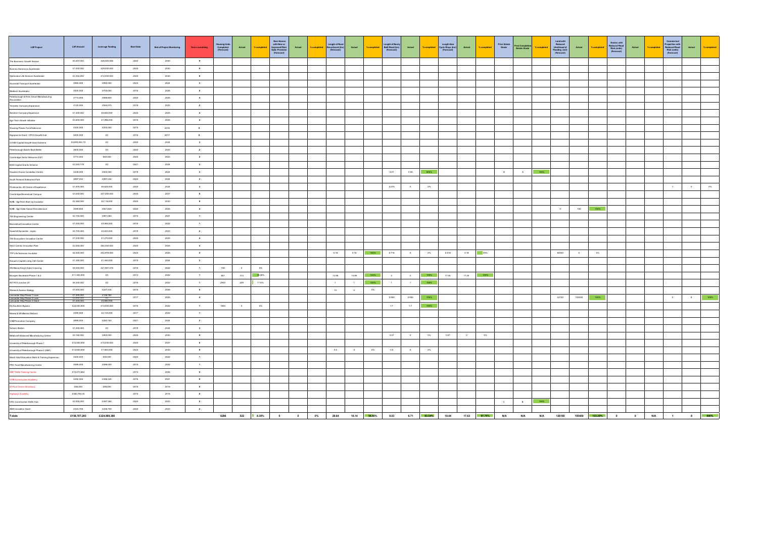| LGF Project | LGF Amount | Leverage Funding | Start Date | End of Project Monitoring | Years remaining | Housing Units Completed (Forecast) | Actual | % completed | New Homes with New or Improved Fibre Optic Provision (Forecast) | Actual | % completed | Length of Road Resurfaced (km) (Forecast) | Actual | % completed | Length of Newly Built Road (km) (Forecast) | Actual | % completed | Length New Cycle Ways (km) (Forecast) | Actual | % completed | Prior Estate Grade | Post Completion Estate Grade | % completed | Land with Reduced Likelihood of Flooding (m2) (Forecast) | Actual | % completed | Homes with Reduced Flood Risk (units) (Forecast) | Actual | % completed | Commercial Properties with Reduced Flood Risk (units) (Forecast) | Actual | % completed |
|---|---|---|---|---|---|---|---|---|---|---|---|---|---|---|---|---|---|---|---|---|---|---|---|---|---|---|---|---|---|---|---|---|
| The Business Growth Service | £5,407,000 | £29,503,996 | 2020 | 2030 | 9 | | | | | | | | | | | | | | | | | | | | | | | | | | | |
| Business Genomics Accelerator | £1,000,000 | £29,000,000 | 2020 | 2030 | 9 | | | | | | | | | | | | | | | | | | | | | | | | | | | |
| Startcodon Life Science Accelerator | £3,342,290 | £12,000,000 | 2020 | 2030 | 9 | | | | | | | | | | | | | | | | | | | | | | | | | | | |
| Ascendal Transport Accelerator | £986,000 | £990,000 | 2020 | 2024 | 3 | | | | | | | | | | | | | | | | | | | | | | | | | | | |
| Medtech Accelerator | £500,000 | £700,000 | 2016 | 2026 | 5 | | | | | | | | | | | | | | | | | | | | | | | | | | | |
| Peterborough & Fens Smart Manufacturing Association | £715,000 | £889,600 | 2020 | 2025 | 4 | | | | | | | | | | | | | | | | | | | | | | | | | | | |
| Tecsalev Company Expansion | £120,000 | £364,070 | 2018 | 2023 | 2 | | | | | | | | | | | | | | | | | | | | | | | | | | | |
| Aerotron Company Expansion | £1,400,000 | £5,600,000 | 2020 | 2025 | 4 | | | | | | | | | | | | | | | | | | | | | | | | | | | |
| Agri-Tech Growth Initiative | £3,600,000 | £1,990,000 | 2015 | 2025 | 4 | | | | | | | | | | | | | | | | | | | | | | | | | | | |
| Growing Places Fund Extension | £300,000 | £200,000 | 2015 | 2016 | 0 | | | | | | | | | | | | | | | | | | | | | | | | | | | |
| Signpost to Grant - CPCA Growth Hub | £200,000 | £0 | 2016 | 2017 | 0 | | | | | | | | | | | | | | | | | | | | | | | | | | | |
| COVID Capital Growth Grant Scheme | £3,993,935.79 | £0 | 2020 | 2024 | 3 | | | | | | | | | | | | | | | | | | | | | | | | | | | |
| Peterborough Build Back Better | £800,000 | £0 | 2020 | 2023 | 2 | | | | | | | | | | | | | | | | | | | | | | | | | | | |
| Cambridge Visitor Welcome 2021 | £715,000 | £60,000 | 2020 | 2023 | 2 | | | | | | | | | | | | | | | | | | | | | | | | | | | |
| BGS Capital Grants Scheme | £2,043,175 | £0 | 2021 | 2024 | 3 | | | | | | | | | | | | | | | | | | | | | | | | | | | |
| Houston House Incubation Centre | £438,000 | £500,000 | 2019 | 2024 | 3 | | | | | | | | | | 0.01 | 0.05 | 500% | | | | D | A | 100% | | | | | | | | | |
| South Fenland Enterprise Park | £997,032 | £997,032 | 2020 | 2024 | 3 | | | | | | | | | | | | | | | | | | | | | | | | | | | |
| Photocentric 3D Centre of Excellence | £1,975,000 | £9,625,000 | 2020 | 2024 | 3 | | | | | | | | | | 0.075 | 0 | 0% | | | | | | | | | | | | | 1 | 0 | 0% |
| Cambridge Biomedical Campus | £5,000,000 | £47,200,000 | 2020 | 2027 | 6 | | | | | | | | | | | | | | | | | | | | | | | | | | | |
| NIAB - Agri-Tech Start Up Incubator | £2,464,000 | £2,116,000 | 2020 | 2030 | 9 | | | | | | | | | | | | | | | | | | | | | | | | | | | |
| NIAB - Agri-Gate Hasse Fen extension | £599,850 | £621,620 | 2020 | 2025 | 4 | | | | | | | | | | | | | | | | | | | 0 | 160 | 100% | | | | | | |
| TWI Engineering Centre | £2,100,000 | £901,065 | 2015 | 2021 | 0 | | | | | | | | | | | | | | | | | | | | | | | | | | | |
| Biomedical Innovation Centre | £1,000,000 | £3,065,000 | 2015 | 2022 | 1 | | | | | | | | | | | | | | | | | | | | | | | | | | | |
| Haverhill Epicentre - Jaynic | £2,700,000 | £3,600,000 | 2019 | 2023 | 2 | | | | | | | | | | | | | | | | | | | | | | | | | | | |
| TWI Ecosystem Innovation Centre | £1,230,000 | £1,270,000 | 2020 | 2025 | 4 | | | | | | | | | | | | | | | | | | | | | | | | | | | |
| West Cambs Innovation Park | £3,000,000 | £65,300,000 | 2020 | 2025 | 4 | | | | | | | | | | | | | | | | | | | | | | | | | | | |
| TTP Life Sciences Incubator | £2,300,000 | £52,978,000 | 2020 | 2025 | 4 | | | | | | | 0.18 | 0.18 | 100% | 0.716 | 0 | 0% | 0.516 | 0.18 | 35% | | | | 84000 | 0 | 0% | | | | | | |
| Aracaris Capital Living Cell Centre | £1,350,000 | £1,350,000 | 2019 | 2024 | 3 | | | | | | | | | | | | | | | | | | | | | | | | | | | |
| Whittlesey King's Dyke Crossing | £8,000,000 | £21,961,478 | 2016 | 2022 | 1 | 740 | 0 | 0% | | | | | | | | | | | | | | | | | | | | | | | | |
| Bourges Boulevard Phase 1 & 2 | £11,300,000 | £0 | 2014 | 2022 | 1 | 801 | 313 | 39.08% | | | | 14.96 | 14.96 | 100% | 3 | 3 | 100% | 17.45 | 17.45 | 100% | | | | | | | | | | | | |
| A47/A15 Junction 20 | £6,300,000 | £0 | 2016 | 2022 | 1 | 2945 | 209 | 7.10% | | | | 1 | 1 | 100% | 1 | 1 | 100% | | | | | | | | | | | | | | | |
| Wisbech Access Strategy | £7,000,000 | £327,434 | 2019 | 2026 | 5 | | | | | | | 13 | 0 | 0% | | | | | | | | | | | | | | | | | | |
| Lancaster Way Phase 1 Loan<br>Lancaster Way Phase 2 Loan<br>Lancaster Way Phase 2 Grant | £1,000,000<br>£3,000,000<br>£1,435,000 | £126,160<br>£2,995,000 | 2017 | 2025 | 4 | | | | | | | | | | 0.995 | 0.995 | 100% | | | | | | | 42100 | 155290 | 100% | | | | 0 | 8 | 100% |
| Ely Southern Bypass | £22,000,000 | £14,000,000 | 2016 | 2022 | 1 | 1800 | 0 | 0% | | | | | | | 1.7 | 1.7 | 100% | | | | | | | | | | | | | | | |
| Manea & Whittlesea Stations | £395,000 | £2,105,000 | 2017 | 2022 | 1 | | | | | | | | | | | | | | | | | | | | | | | | | | | |
| CAM Promotion Company | £996,000 | £263,165 | 2021 | 2024 | 3 | | | | | | | | | | | | | | | | | | | | | | | | | | | |
| Soham Station | £1,000,000 | £0 | 2019 | 2024 | 3 | | | | | | | | | | | | | | | | | | | | | | | | | | | |
| Metalcraft Advanced Manufacturing Centre | £3,160,000 | £900,000 | 2020 | 2030 | 9 | | | | | | | | | | 0.07 | 0 | 0% | 0.07 | 0 | 0% | | | | | | | | | | | | |
| University of Peterborough Phase 1 | £12,500,000 | £15,039,000 | 2020 | 2027 | 6 | | | | | | | | | | | | | | | | | | | | | | | | | | | |
| University of Peterborough Phase 2 (OBF) | £14,600,000 | £1,900,000 | 2020 | 2030 | 9 | | | | | | | 0.5 | 0 | 0% | 0.5 | 0 | 0% | | | | | | | | | | | | | | | |
| March Adult Education Skills & Training Expansion | £400,000 | £50,000 | 2020 | 2022 | 1 | | | | | | | | | | | | | | | | | | | | | | | | | | | |
| PRC Food Manufacturing Centre | £598,000 | £598,000 | 2015 | 2022 | 1 | | | | | | | | | | | | | | | | | | | | | | | | | | | |
| IRBT Skills Training Centre | £10,473,564 | | 2015 | 2026 | 5 | | | | | | | | | | | | | | | | | | | | | | | | | | | |
| CITB Construction Academy | £450,000 | £496,324 | 2016 | 2021 | 0 | | | | | | | | | | | | | | | | | | | | | | | | | | | |
| FE Pilot Centre Alconbury | £66,000 | £66,000 | 2015 | 2016 | 0 | | | | | | | | | | | | | | | | | | | | | | | | | | | |
| Highways Academy | £363,750.33 | | 2015 | 2016 | 0 | | | | | | | | | | | | | | | | | | | | | | | | | | | |
| CRC Construction Skills Hub | £2,500,000 | £457,380 | 2020 | 2023 | 2 | | | | | | | | | | | | | | | | C | B | 100% | | | | | | | | | |
| AEM Innovation Grant | £323,700 | £326,700 | 2020 | 2023 | 2 | | | | | | | | | | | | | | | | | | | | | | | | | | | |
| **Totals** | **£158,707,293** | **£324,969,380** | | | | **6286** | **522** | **8.30%** | **0** | **0** | **0%** | **29.64** | **16.14** | **54.45%** | **8.03** | **6.71** | **83.54%** | **18.04** | **17.63** | **97.75%** | **N/A** | **N/A** | **N/A** | **126100** | **155450** | **123.29%** | **0** | **0** | **N/A** | **1** | **8** | **800%** |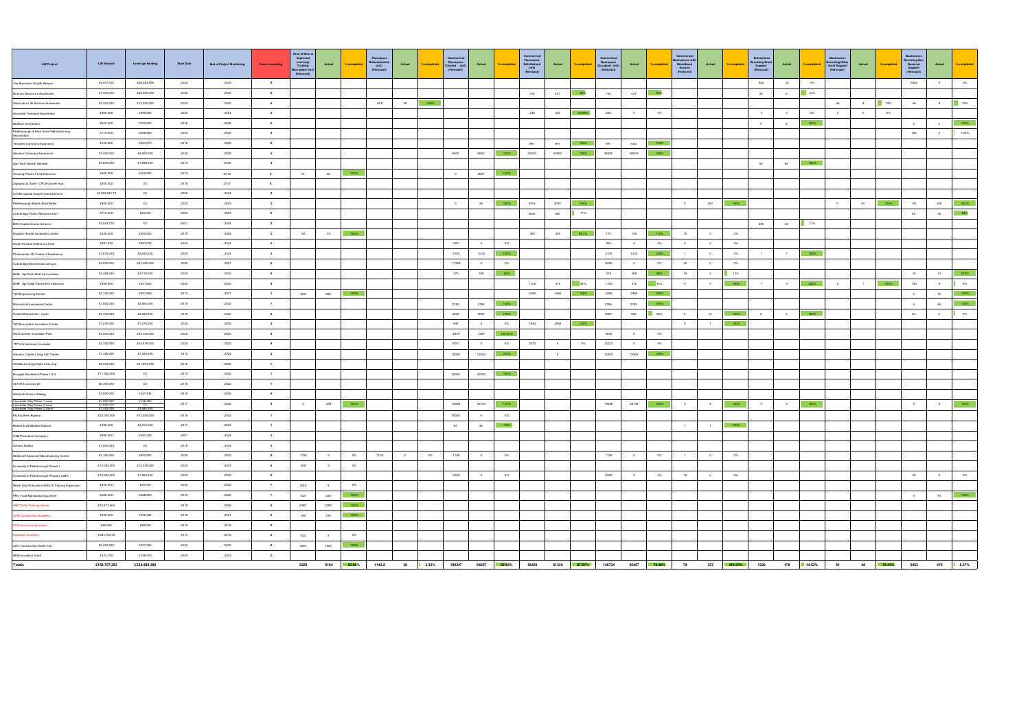| LGF Project | LGF Amount | Leverage Funding | Start Date | End of Project Monitoring | Years remaining | Area of New or Improved Learning/ Training Floorspace (m2) (Forecast) | Actual | % completed | Floorspace Rationalisation (m2) (Forecast) | Actual | % completed | Commercial Floorspace Created (m2) (Forecast) | Actual | % completed | Commercial Floorspace Refurbished (m2) (Forecast) | Actual | % completed | Commercial Floorspace Occupied (m2) (Forecast) | Actual | % completed | Commercial Businesses with Broadband Access (Forecast) | Actual | % completed | Enterprises Receiving Grant Support (Forecast) | Actual | % completed | Businesses Receiving Other Grant Support (Forecast) | Actual | % completed | Businesses Receiving Non Financial Support (Forecast) | Actual | % completed |
|---|---|---|---|---|---|---|---|---|---|---|---|---|---|---|---|---|---|---|---|---|---|---|---|---|---|---|---|---|---|---|---|---|
| The Business Growth Service | £5,457,000 | £26,043,956 | 2020 | 2030 | 9 | | | | | | | | | | | | | | | | | | | 500 | 32 | 6% | | | | 5600 | 0 | 0% |
| Illumina Genomics Accelerator | £1,000,000 | £29,000,000 | 2020 | 2030 | 9 | | | | | | | | | | 730 | 437 | 60% | 730 | 437 | 60% | | | | 26 | 6 | 23% | | | | | | |
| Stationbox Life Science Accelerator | £3,342,250 | £12,000,000 | 2020 | 2030 | 9 | | | | 34.8 | 38 | 109% | | | | | | | | | | | | | | | | 46 | 9 | 19% | 46 | 9 | 19% |
| Aerostrial Transport Accelerator | £966,000 | £950,000 | 2020 | 2024 | 3 | | | | | | | | | | 295 | 200 | 62.69% | 246 | 0 | 0% | | | | 3 | 0 | 0% | 3 | 0 | 0% | | | |
| Medtech Accelerator | £500,000 | £700,000 | 2016 | 2026 | 5 | | | | | | | | | | | | | | | | | | | 0 | 0 | 100% | | | | 0 | 0 | 100% |
| Peterborough & Fens Smart Manufacturing Association | £715,000 | £668,600 | 2020 | 2025 | 4 | | | | | | | | | | | | | | | | | | | | | | | | | 190 | 2 | 1.05% |
| Tessaley Company Expansion | £120,000 | £364,070 | 2018 | 2023 | 2 | | | | | | | | | | 981 | 981 | 100% | 981 | 1023 | 104% | | | | | | | | | | | | |
| Aeroton Company Expansion | £1,400,000 | £9,600,000 | 2020 | 2025 | 4 | | | | | | | 6000 | 6000 | 100% | 40000 | 40000 | 100% | 46000 | 46000 | 100% | | | | | | | | | | | | |
| Agri-Tech Growth Initiative | £3,600,000 | £1,996,000 | 2015 | 2025 | 4 | | | | | | | | | | | | | | | | | | | 95 | 95 | 100% | | | | | | |
| Growing Places Fund Extension | £300,000 | £200,000 | 2019 | 2019 | 0 | 40 | 40 | 100% | | | | 0 | 2647 | 100% | | | | | | | | | | | | | | | | | | |
| Signpost to Grant - CPCA Growth Hub | £200,000 | £0 | 2016 | 2017 | 0 | | | | | | | | | | | | | | | | | | | | | | | | | | | |
| COVID Capital Growth Grant Scheme | £3,993,935.75 | £0 | 2020 | 2024 | 3 | | | | | | | | | | | | | | | | | | | | | | | | | | | |
| Peterborough Builds Back Better | £800,000 | £0 | 2020 | 2023 | 2 | | | | | | | 0 | 36 | 100% | 2016 | 3000 | 149% | | | | 0 | 300 | 100% | | | | 0 | 50 | 100% | 130 | 300 | 231% |
| Cambridge Visitor Welcome 2021 | £715,000 | £60,000 | 2020 | 2023 | 2 | | | | | | | | | | 5000 | 550 | 11% | | | | | | | | | | | | | 65 | 35 | 54% |
| BGS Capital Grants Scheme | £2,043,175 | £0 | 2021 | 2024 | 3 | | | | | | | | | | | | | | | | | | | 240 | 32 | 13% | | | | | | |
| Houston House Incubation Centre | £438,000 | £500,000 | 2019 | 2024 | 3 | 50 | 53 | 106% | | | | | | | 350 | 349 | 99.7% | 170 | 190 | 112% | 10 | 0 | 0% | | | | | | | | | |
| South Fenland Enterprise Park | £997,032 | £997,032 | 2020 | 2024 | 3 | | | | | | | 900 | 0 | 0% | | | | 900 | 0 | 0% | 5 | 0 | 0% | | | | | | | | | |
| Photocentric 3D Centre of Excellence | £1,875,000 | £9,625,000 | 2020 | 2024 | 3 | | | | | | | 5100 | 5100 | 100% | | | | 5100 | 5100 | 100% | 1 | 0 | 0% | 1 | 1 | 100% | | | | | | |
| Cambridge Biomedical Campus | £5,000,000 | £47,200,000 | 2020 | 2027 | 6 | | | | | | | 11396 | 0 | 0% | | | | 9290 | 0 | 0% | 30 | 0 | 0% | | | | | | | | | |
| NIAB - AgriTech Start Up Incubator | £2,484,000 | £2,116,000 | 2020 | 2030 | 9 | | | | | | | 375 | 338 | 90% | | | | 375 | 368 | 98% | 15 | 2 | 13% | | | | | | | 15 | 41 | 273% |
| NIAB - Agri-tech Hasse Fen extension | £599,850 | £921,620 | 2020 | 2025 | 4 | | | | | | | | | | 1100 | 375 | 34% | 1100 | 375 | 34% | 0 | 3 | 100% | 1 | 3 | 300% | 0 | 1 | 100% | 130 | 8 | 6% |
| TWI Engineering Centre | £2,100,000 | £901,003 | 2015 | 2021 | 1 | 868 | 868 | 100% | | | | | | | 2480 | 2480 | 100% | 2480 | 2480 | 100% | | | | | | | | | | 0 | 10 | 100% |
| Biomedical Innovation Centre | £1,000,000 | £3,060,000 | 2015 | 2022 | 1 | | | | | | | 2780 | 2780 | 100% | | | | 2780 | 2780 | 100% | | | | | | | | | | 0 | 40 | 100% |
| Haverhill Epicentre - Jaynic | £2,700,000 | £3,600,000 | 2019 | 2023 | 2 | | | | | | | 3000 | 3000 | 100% | | | | 3000 | 600 | 20% | 0 | 12 | 100% | 0 | 5 | 100% | | | | 50 | 0 | 0% |
| TWI Ecosystem Innovation Centre | £1,230,000 | £1,270,000 | 2020 | 2025 | 4 | | | | | | | 644 | 0 | 0% | 1944 | 2953 | 152% | | | | 0 | 1 | 100% | | | | | | | | | |
| West Cambs Innovation Park | £3,000,000 | £66,300,000 | 2020 | 2025 | 4 | | | | | | | 4645 | 4667 | 100.5% | | | | 3845 | 0 | 0% | | | | | | | | | | | | |
| TTP Life Sciences Incubator | £2,300,000 | £52,978,000 | 2020 | 2025 | 4 | | | | | | | 9701 | 0 | 0% | 3572 | 0 | 0% | 12323 | 0 | 0% | | | | | | | | | | | | |
| Aracaris Capital Living Cell Centre | £1,350,000 | £1,350,000 | 2019 | 2024 | 3 | | | | | | | 12000 | 12000 | 100% | | 0 | | 12000 | 12000 | 100% | | | | | | | | | | | | |
| Whittlesey King's Dyke Crossing | £8,000,000 | £27,861,478 | 2016 | 2022 | 1 | | | | | | | | | | | | | | | | | | | | | | | | | | | |
| Bourges Boulevard Phase 1 & 2 | £11,380,000 | £0 | 2014 | 2022 | 1 | | | | | | | 32000 | 32000 | 100% | | | | | | | | | | | | | | | | | | |
| A47/A15 Junction 20 | £6,300,000 | £0 | 2016 | 2022 | 1 | | | | | | | | | | | | | | | | | | | | | | | | | | | |
| Wisbech Access Strategy | £1,000,000 | £327,434 | 2019 | 2026 | 5 | | | | | | | | | | | | | | | | | | | | | | | | | | | |
| Lancaster Way Phase 1 Loan<br>Lancaster Way Phase 2 Loan<br>Lancaster Way Phase 2 Grant | £1,000,000<br>£3,600,000<br>£1,400,000 | £126,760<br><br>£2,865,000 | 2017 | 2025 | 4 | 0 | 238 | 100% | | | | 19298 | 26104 | 100% | | | | 19298 | 26104 | 100% | 0 | 8 | 100% | 0 | 8 | 100% | | | | 0 | 8 | 100% |
| Ely Southern Bypass | £22,000,000 | £14,000,000 | 2016 | 2022 | 1 | | | | | | | 76000 | 0 | 0% | | | | | | | | | | | | | | | | | | |
| Manea & Whittlesea Stations | £395,000 | £2,105,000 | 2017 | 2022 | 1 | | | | | | | 60 | 45 | 75% | | | | | | | 1 | 1 | 100% | | | | | | | | | |
| CAM Promotion Company | £995,000 | £263,105 | 2021 | 2024 | 3 | | | | | | | | | | | | | | | | | | | | | | | | | | | |
| Soham Station | £1,000,000 | £0 | 2019 | 2024 | 3 | | | | | | | | | | | | | | | | | | | | | | | | | | | |
| Metalcraft Advanced Manufacturing Centre | £3,160,000 | £900,000 | 2020 | 2030 | 9 | 1108 | 0 | 0% | 1108 | 0 | 0% | 1108 | 0 | 0% | | | | 1108 | 0 | 0% | 1 | 0 | 0% | | | | | | | | | |
| University of Peterborough Phase 1 | £12,500,000 | £15,039,000 | 2020 | 2027 | 6 | 650 | 0 | 0% | | | | | | | | | | | | | | | | | | | | | | | | |
| University of Peterborough Phase 2 (OBF) | £14,660,000 | £1,900,000 | 2020 | 2030 | 9 | | | | | | | 2200 | 0 | 0% | | | | 2200 | 0 | 0% | 15 | 0 | 0% | | | | | | | 45 | 0 | 0% |
| Wisbech Adult Education Skills & Training Expansion | £400,000 | £50,000 | 2020 | 2022 | 1 | 1322 | 0 | 0% | | | | | | | | | | | | | | | | | | | | | | | | |
| PRC Food Manufacturing Centre | £586,000 | £586,000 | 2015 | 2022 | 1 | 320 | 320 | 100% | | | | | | | | | | | | | | | | | | | | | | 0 | 10 | 100% |
| IET Skills Training Centre | £10,473,564 | | 2015 | 2026 | 5 | 2380 | 2380 | 100% | | | | | | | | | | | | | | | | | | | | | | | | |
| CITB Construction Academy | £450,000 | £498,324 | 2016 | 2021 | 0 | 196 | 196 | 100% | | | | | | | | | | | | | | | | | | | | | | | | |
| St Pauls Centre Alconbury | £68,000 | £68,000 | 2015 | 2016 | 0 | | | | | | | | | | | | | | | | | | | | | | | | | | | |
| Highways Academy | £363,764.00 | | 2015 | 2016 | 0 | 332 | 0 | 0% | | | | | | | | | | | | | | | | | | | | | | | | |
| CRC Construction Skills Hub | £2,600,000 | £497,560 | 2020 | 2023 | 2 | 1000 | 1000 | 100% | | | | | | | | | | | | | | | | | | | | | | | | |
| AEB Innovation Grant | £323,700 | £338,700 | 2020 | 2023 | 2 | | | | | | | | | | | | | | | | | | | | | | | | | | | |
| **Totals** | **£158,707,293** | **£324,989,380** | | | | **8255** | **5184** | **62.80%** | **1142.8** | **38** | **3.33%** | **189347** | **94607** | **52.54%** | **58429** | **51329** | **87.87%** | **126724** | **99457** | **78.48%** | **78** | **327** | **419.23%** | **1226** | **178** | **14.52%** | **51** | **40** | **78.43%** | **5663** | **474** | **8.37%** |